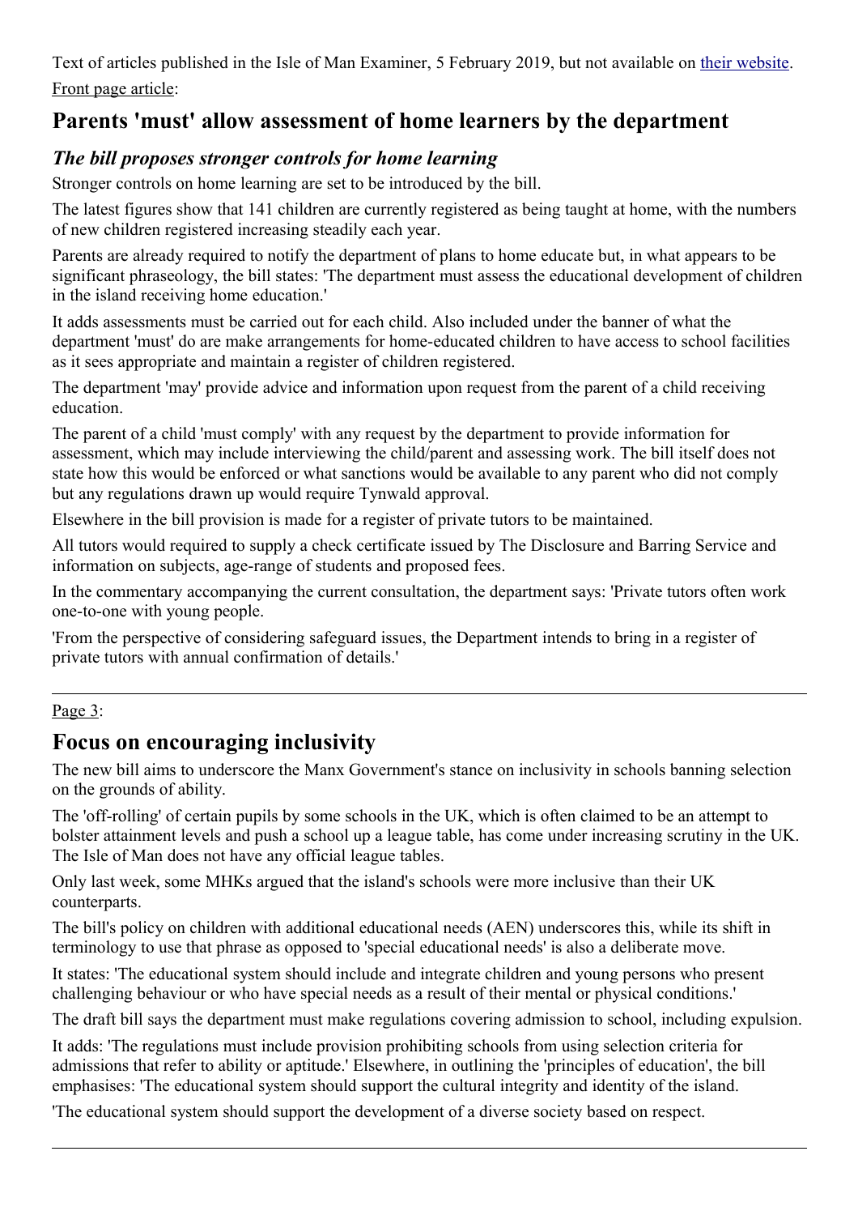Text of articles published in the Isle of Man Examiner, 5 February 2019, but not available on [their website](#).

Front page article:

## Parents 'must' allow assessment of home learners by the department

### *The bill proposes stronger controls for home learning*

Stronger controls on home learning are set to be introduced by the bill.

The latest figures show that 141 children are currently registered as being taught at home, with the numbers of new children registered increasing steadily each year.

Parents are already required to notify the department of plans to home educate but, in what appears to be significant phraseology, the bill states: 'The department must assess the educational development of children in the island receiving home education.'

It adds assessments must be carried out for each child. Also included under the banner of what the department 'must' do are make arrangements for home-educated children to have access to school facilities as it sees appropriate and maintain a register of children registered.

The department 'may' provide advice and information upon request from the parent of a child receiving education.

The parent of a child 'must comply' with any request by the department to provide information for assessment, which may include interviewing the child/parent and assessing work. The bill itself does not state how this would be enforced or what sanctions would be available to any parent who did not comply but any regulations drawn up would require Tynwald approval.

Elsewhere in the bill provision is made for a register of private tutors to be maintained.

All tutors would required to supply a check certificate issued by The Disclosure and Barring Service and information on subjects, age-range of students and proposed fees.

In the commentary accompanying the current consultation, the department says: 'Private tutors often work one-to-one with young people.

'From the perspective of considering safeguard issues, the Department intends to bring in a register of private tutors with annual confirmation of details.'

---

Page 3:

## Focus on encouraging inclusivity

The new bill aims to underscore the Manx Government's stance on inclusivity in schools banning selection on the grounds of ability.

The 'off-rolling' of certain pupils by some schools in the UK, which is often claimed to be an attempt to bolster attainment levels and push a school up a league table, has come under increasing scrutiny in the UK. The Isle of Man does not have any official league tables.

Only last week, some MHKs argued that the island's schools were more inclusive than their UK counterparts.

The bill's policy on children with additional educational needs (AEN) underscores this, while its shift in terminology to use that phrase as opposed to 'special educational needs' is also a deliberate move.

It states: 'The educational system should include and integrate children and young persons who present challenging behaviour or who have special needs as a result of their mental or physical conditions.'

The draft bill says the department must make regulations covering admission to school, including expulsion.

It adds: 'The regulations must include provision prohibiting schools from using selection criteria for admissions that refer to ability or aptitude.' Elsewhere, in outlining the 'principles of education', the bill emphasises: 'The educational system should support the cultural integrity and identity of the island.

'The educational system should support the development of a diverse society based on respect.

---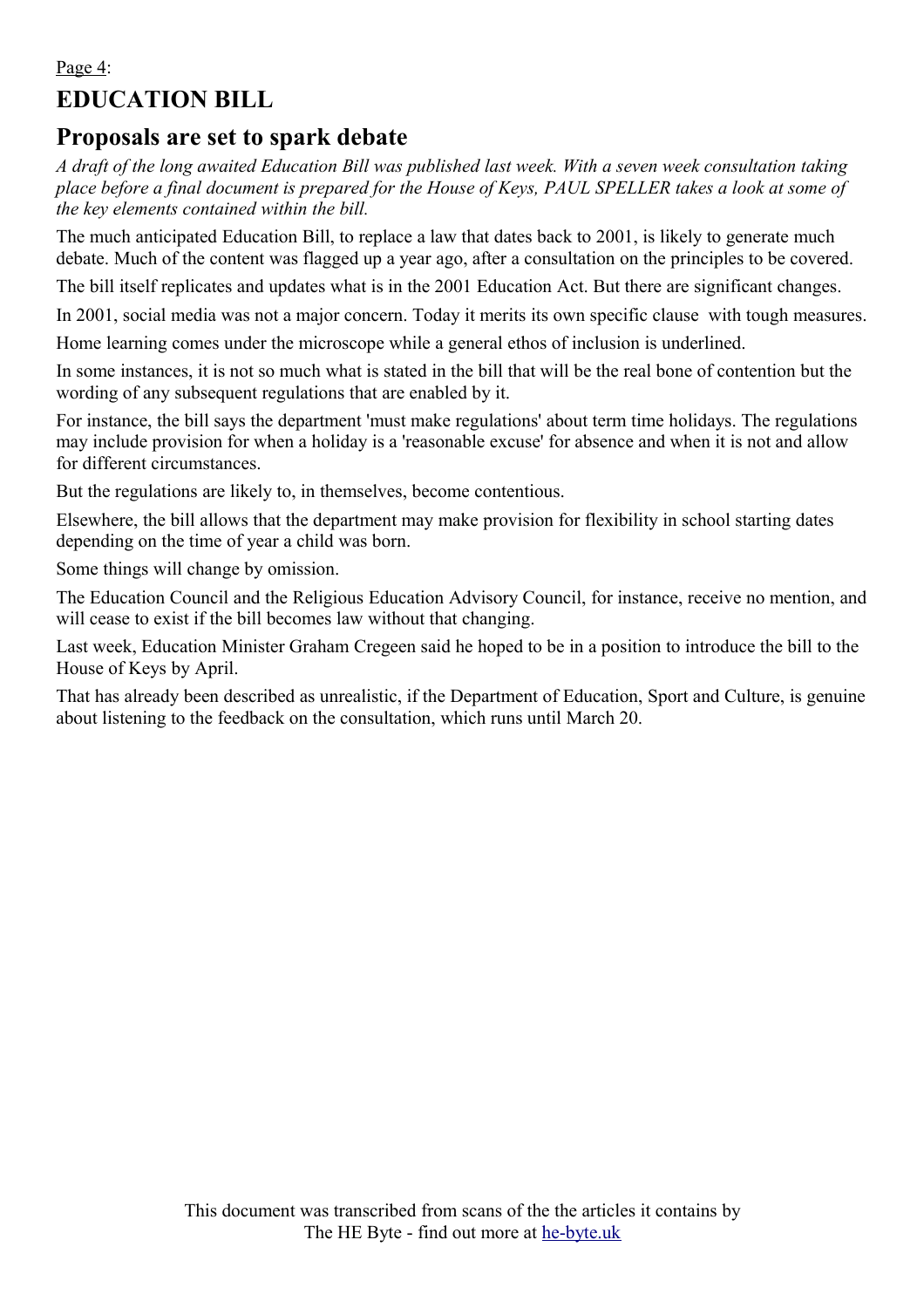Page 4:

# EDUCATION BILL

## Proposals are set to spark debate

*A draft of the long awaited Education Bill was published last week. With a seven week consultation taking place before a final document is prepared for the House of Keys, PAUL SPELLER takes a look at some of the key elements contained within the bill.*

The much anticipated Education Bill, to replace a law that dates back to 2001, is likely to generate much debate. Much of the content was flagged up a year ago, after a consultation on the principles to be covered.

The bill itself replicates and updates what is in the 2001 Education Act. But there are significant changes.

In 2001, social media was not a major concern. Today it merits its own specific clause with tough measures.

Home learning comes under the microscope while a general ethos of inclusion is underlined.

In some instances, it is not so much what is stated in the bill that will be the real bone of contention but the wording of any subsequent regulations that are enabled by it.

For instance, the bill says the department 'must make regulations' about term time holidays. The regulations may include provision for when a holiday is a 'reasonable excuse' for absence and when it is not and allow for different circumstances.

But the regulations are likely to, in themselves, become contentious.

Elsewhere, the bill allows that the department may make provision for flexibility in school starting dates depending on the time of year a child was born.

Some things will change by omission.

The Education Council and the Religious Education Advisory Council, for instance, receive no mention, and will cease to exist if the bill becomes law without that changing.

Last week, Education Minister Graham Cregeen said he hoped to be in a position to introduce the bill to the House of Keys by April.

That has already been described as unrealistic, if the Department of Education, Sport and Culture, is genuine about listening to the feedback on the consultation, which runs until March 20.

This document was transcribed from scans of the the articles it contains by The HE Byte - find out more at he-byte.uk